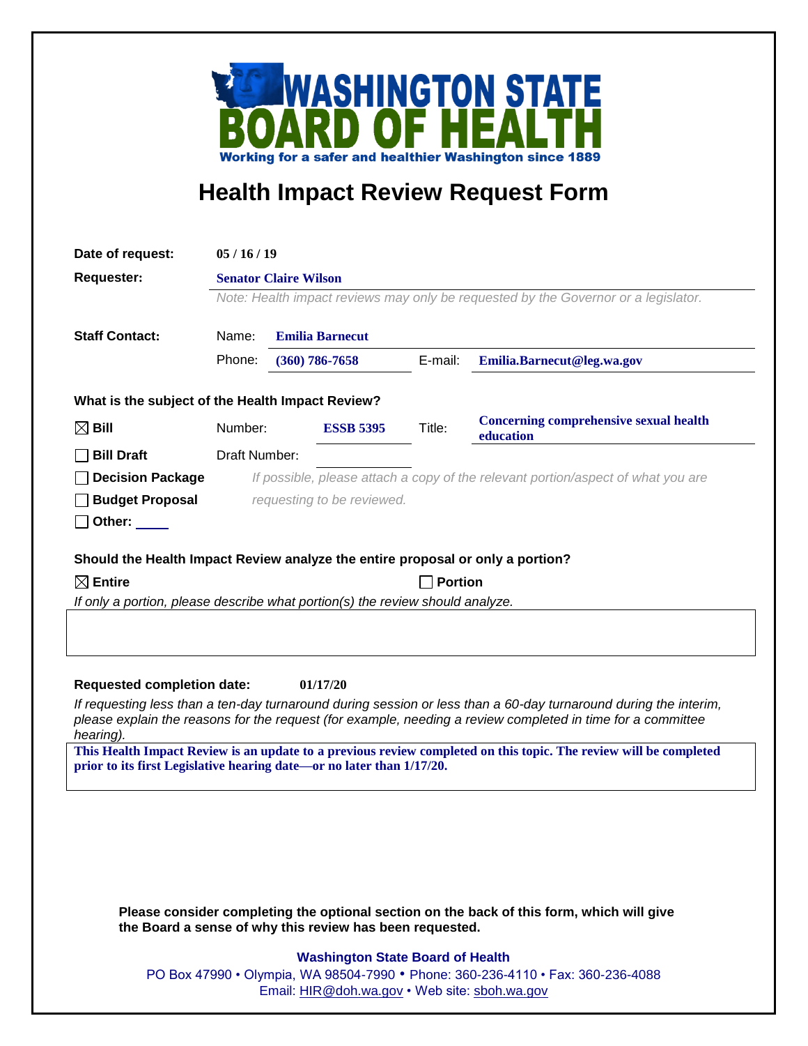# WASHINGTON STATE BOARD OF HEALTH

Working for a safer and healthier Washington since 1889

## Health Impact Review Request Form

**Date of request:** 05 / 16 / 19

**Requester:** Senator Claire Wilson

*Note: Health impact reviews may only be requested by the Governor or a legislator.*

**Staff Contact:**
Name: Emilia Barnecut
Phone: (360) 786-7658 E-mail: Emilia.Barnecut@leg.wa.gov

**What is the subject of the Health Impact Review?**

☒ **Bill** Number: ESSB 5395 Title: Concerning comprehensive sexual health education

☐ **Bill Draft** Draft Number:

☐ **Decision Package** *If possible, please attach a copy of the relevant portion/aspect of what you are requesting to be reviewed.*

☐ **Budget Proposal**

☐ **Other:** ____

**Should the Health Impact Review analyze the entire proposal or only a portion?**

☒ **Entire** ☐ **Portion**

*If only a portion, please describe what portion(s) the review should analyze.*

**Requested completion date:** 01/17/20

*If requesting less than a ten-day turnaround during session or less than a 60-day turnaround during the interim, please explain the reasons for the request (for example, needing a review completed in time for a committee hearing).*

**This Health Impact Review is an update to a previous review completed on this topic. The review will be completed prior to its first Legislative hearing date—or no later than 1/17/20.**

**Please consider completing the optional section on the back of this form, which will give the Board a sense of why this review has been requested.**

**Washington State Board of Health**
PO Box 47990 • Olympia, WA 98504-7990 • Phone: 360-236-4110 • Fax: 360-236-4088
Email: HIR@doh.wa.gov • Web site: sboh.wa.gov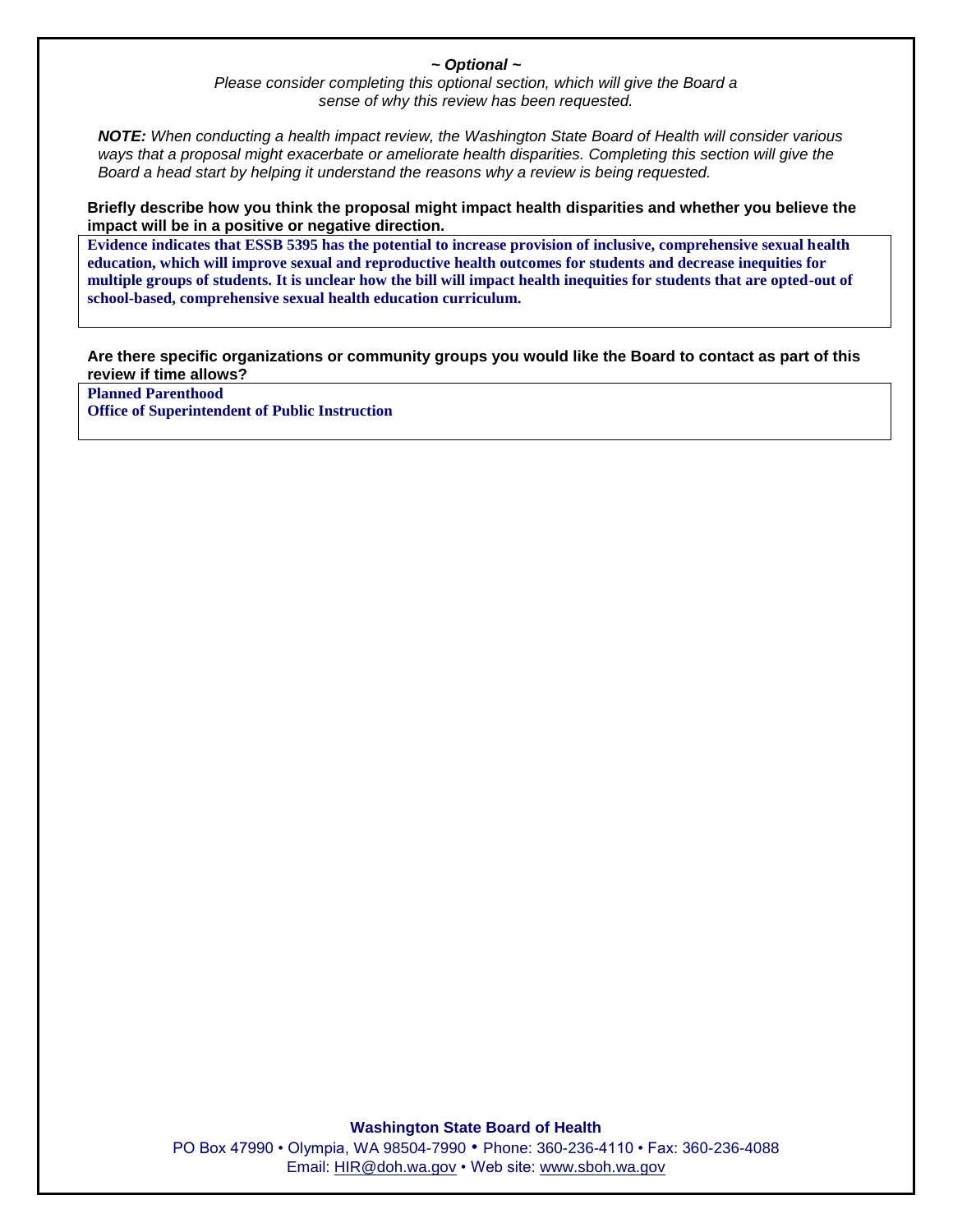***~ Optional ~***

*Please consider completing this optional section, which will give the Board a sense of why this review has been requested.*

***NOTE:*** *When conducting a health impact review, the Washington State Board of Health will consider various ways that a proposal might exacerbate or ameliorate health disparities. Completing this section will give the Board a head start by helping it understand the reasons why a review is being requested.*

**Briefly describe how you think the proposal might impact health disparities and whether you believe the impact will be in a positive or negative direction.**

**Evidence indicates that ESSB 5395 has the potential to increase provision of inclusive, comprehensive sexual health education, which will improve sexual and reproductive health outcomes for students and decrease inequities for multiple groups of students. It is unclear how the bill will impact health inequities for students that are opted-out of school-based, comprehensive sexual health education curriculum.**

**Are there specific organizations or community groups you would like the Board to contact as part of this review if time allows?**

**Planned Parenthood**
**Office of Superintendent of Public Instruction**

**Washington State Board of Health**

PO Box 47990 • Olympia, WA 98504-7990 • Phone: 360-236-4110 • Fax: 360-236-4088
Email: HIR@doh.wa.gov • Web site: www.sboh.wa.gov